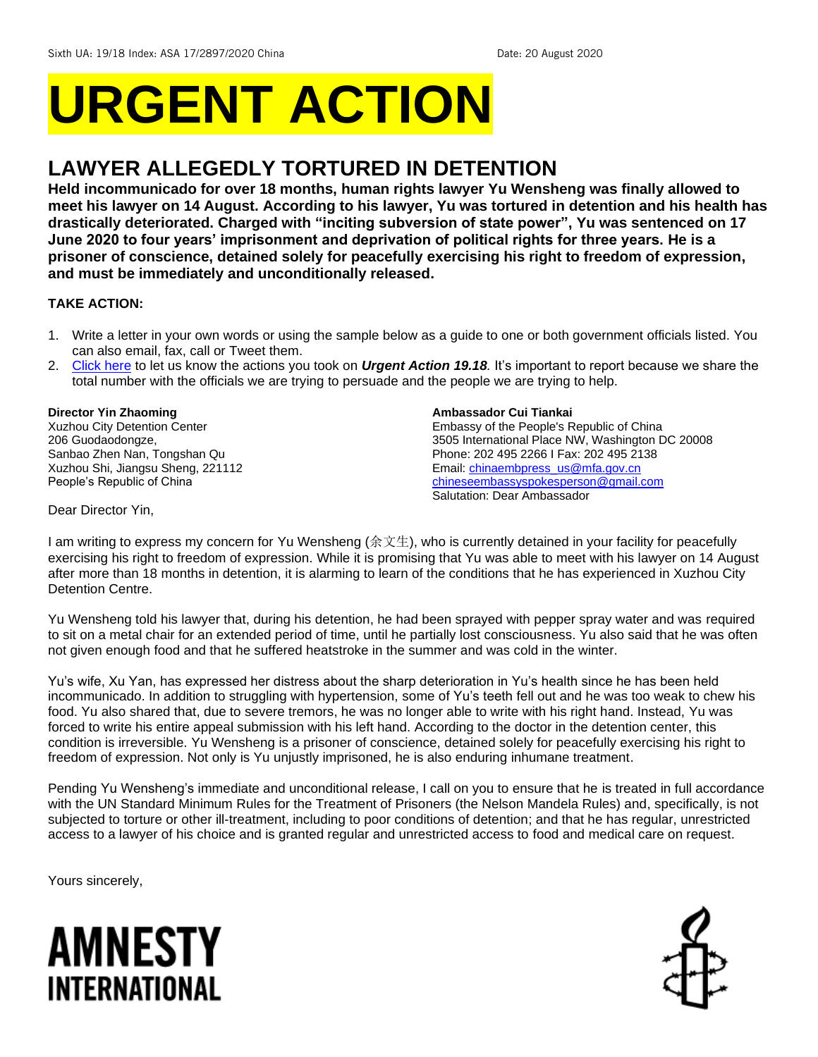Sixth UA: 19/18 Index: ASA 17/2897/2020 China Date: 20 August 2020

# URGENT ACTION

## LAWYER ALLEGEDLY TORTURED IN DETENTION

**Held incommunicado for over 18 months, human rights lawyer Yu Wensheng was finally allowed to meet his lawyer on 14 August. According to his lawyer, Yu was tortured in detention and his health has drastically deteriorated. Charged with "inciting subversion of state power", Yu was sentenced on 17 June 2020 to four years' imprisonment and deprivation of political rights for three years. He is a prisoner of conscience, detained solely for peacefully exercising his right to freedom of expression, and must be immediately and unconditionally released.**

**TAKE ACTION:**

1. Write a letter in your own words or using the sample below as a guide to one or both government officials listed. You can also email, fax, call or Tweet them.
2. Click here to let us know the actions you took on ***Urgent Action 19.18****.* It's important to report because we share the total number with the officials we are trying to persuade and the people we are trying to help.

**Director Yin Zhaoming**
Xuzhou City Detention Center
206 Guodaodongze,
Sanbao Zhen Nan, Tongshan Qu
Xuzhou Shi, Jiangsu Sheng, 221112
People's Republic of China

**Ambassador Cui Tiankai**
Embassy of the People's Republic of China
3505 International Place NW, Washington DC 20008
Phone: 202 495 2266 I Fax: 202 495 2138
Email: chinaembpress_us@mfa.gov.cn
chineseembassyspokesperson@gmail.com
Salutation: Dear Ambassador

Dear Director Yin,

I am writing to express my concern for Yu Wensheng (余文生), who is currently detained in your facility for peacefully exercising his right to freedom of expression. While it is promising that Yu was able to meet with his lawyer on 14 August after more than 18 months in detention, it is alarming to learn of the conditions that he has experienced in Xuzhou City Detention Centre.

Yu Wensheng told his lawyer that, during his detention, he had been sprayed with pepper spray water and was required to sit on a metal chair for an extended period of time, until he partially lost consciousness. Yu also said that he was often not given enough food and that he suffered heatstroke in the summer and was cold in the winter.

Yu's wife, Xu Yan, has expressed her distress about the sharp deterioration in Yu's health since he has been held incommunicado. In addition to struggling with hypertension, some of Yu's teeth fell out and he was too weak to chew his food. Yu also shared that, due to severe tremors, he was no longer able to write with his right hand. Instead, Yu was forced to write his entire appeal submission with his left hand. According to the doctor in the detention center, this condition is irreversible. Yu Wensheng is a prisoner of conscience, detained solely for peacefully exercising his right to freedom of expression. Not only is Yu unjustly imprisoned, he is also enduring inhumane treatment.

Pending Yu Wensheng's immediate and unconditional release, I call on you to ensure that he is treated in full accordance with the UN Standard Minimum Rules for the Treatment of Prisoners (the Nelson Mandela Rules) and, specifically, is not subjected to torture or other ill-treatment, including to poor conditions of detention; and that he has regular, unrestricted access to a lawyer of his choice and is granted regular and unrestricted access to food and medical care on request.

Yours sincerely,

AMNESTY INTERNATIONAL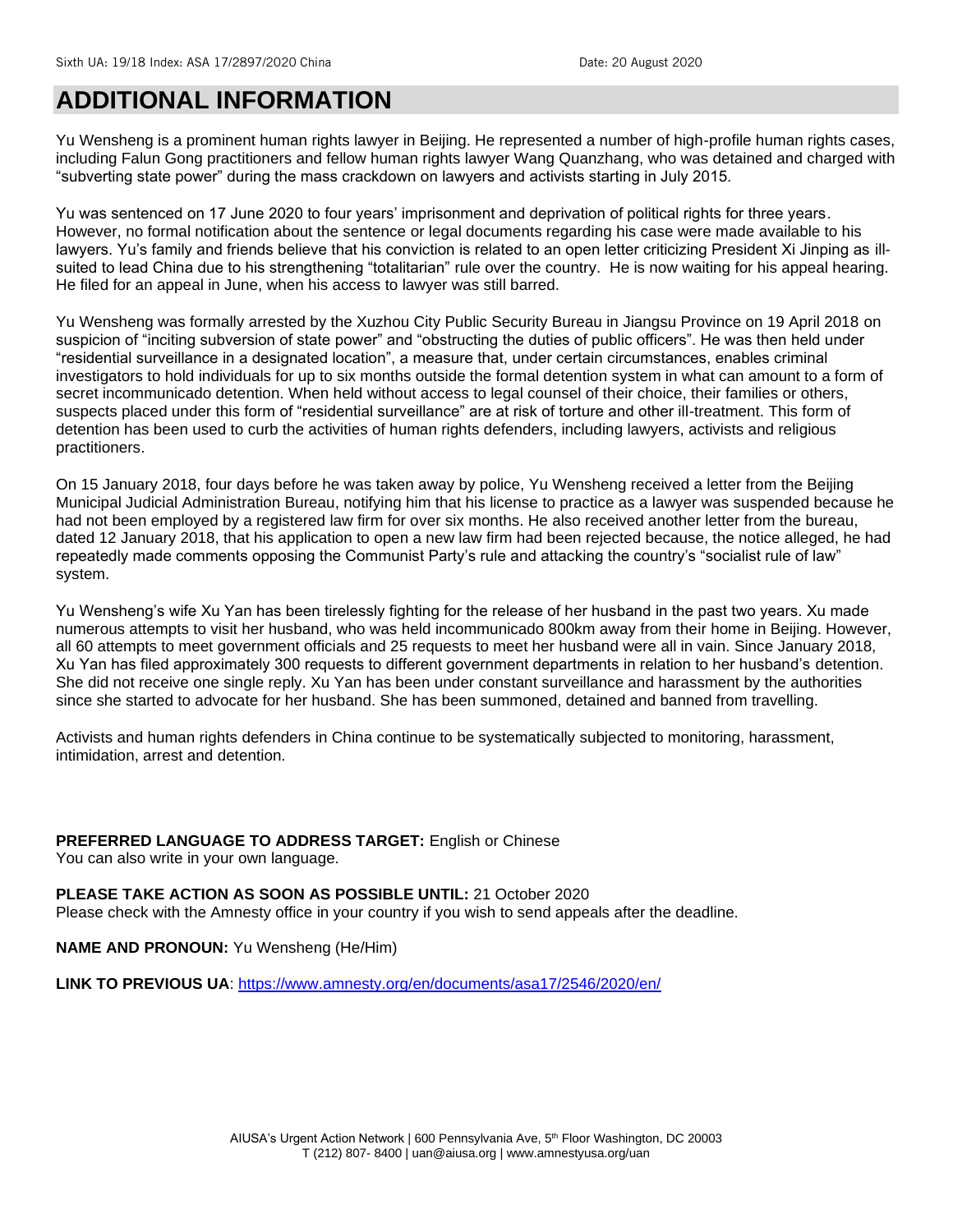Sixth UA: 19/18 Index: ASA 17/2897/2020 China Date: 20 August 2020

# ADDITIONAL INFORMATION

Yu Wensheng is a prominent human rights lawyer in Beijing. He represented a number of high-profile human rights cases, including Falun Gong practitioners and fellow human rights lawyer Wang Quanzhang, who was detained and charged with "subverting state power" during the mass crackdown on lawyers and activists starting in July 2015.

Yu was sentenced on 17 June 2020 to four years' imprisonment and deprivation of political rights for three years. However, no formal notification about the sentence or legal documents regarding his case were made available to his lawyers. Yu's family and friends believe that his conviction is related to an open letter criticizing President Xi Jinping as ill-suited to lead China due to his strengthening "totalitarian" rule over the country. He is now waiting for his appeal hearing. He filed for an appeal in June, when his access to lawyer was still barred.

Yu Wensheng was formally arrested by the Xuzhou City Public Security Bureau in Jiangsu Province on 19 April 2018 on suspicion of "inciting subversion of state power" and "obstructing the duties of public officers". He was then held under "residential surveillance in a designated location", a measure that, under certain circumstances, enables criminal investigators to hold individuals for up to six months outside the formal detention system in what can amount to a form of secret incommunicado detention. When held without access to legal counsel of their choice, their families or others, suspects placed under this form of "residential surveillance" are at risk of torture and other ill-treatment. This form of detention has been used to curb the activities of human rights defenders, including lawyers, activists and religious practitioners.

On 15 January 2018, four days before he was taken away by police, Yu Wensheng received a letter from the Beijing Municipal Judicial Administration Bureau, notifying him that his license to practice as a lawyer was suspended because he had not been employed by a registered law firm for over six months. He also received another letter from the bureau, dated 12 January 2018, that his application to open a new law firm had been rejected because, the notice alleged, he had repeatedly made comments opposing the Communist Party's rule and attacking the country's "socialist rule of law" system.

Yu Wensheng's wife Xu Yan has been tirelessly fighting for the release of her husband in the past two years. Xu made numerous attempts to visit her husband, who was held incommunicado 800km away from their home in Beijing. However, all 60 attempts to meet government officials and 25 requests to meet her husband were all in vain. Since January 2018, Xu Yan has filed approximately 300 requests to different government departments in relation to her husband's detention. She did not receive one single reply. Xu Yan has been under constant surveillance and harassment by the authorities since she started to advocate for her husband. She has been summoned, detained and banned from travelling.

Activists and human rights defenders in China continue to be systematically subjected to monitoring, harassment, intimidation, arrest and detention.

**PREFERRED LANGUAGE TO ADDRESS TARGET:** English or Chinese
You can also write in your own language.

**PLEASE TAKE ACTION AS SOON AS POSSIBLE UNTIL:** 21 October 2020
Please check with the Amnesty office in your country if you wish to send appeals after the deadline.

**NAME AND PRONOUN:** Yu Wensheng (He/Him)

**LINK TO PREVIOUS UA**: https://www.amnesty.org/en/documents/asa17/2546/2020/en/

AIUSA's Urgent Action Network | 600 Pennsylvania Ave, 5th Floor Washington, DC 20003
T (212) 807- 8400 | uan@aiusa.org | www.amnestyusa.org/uan